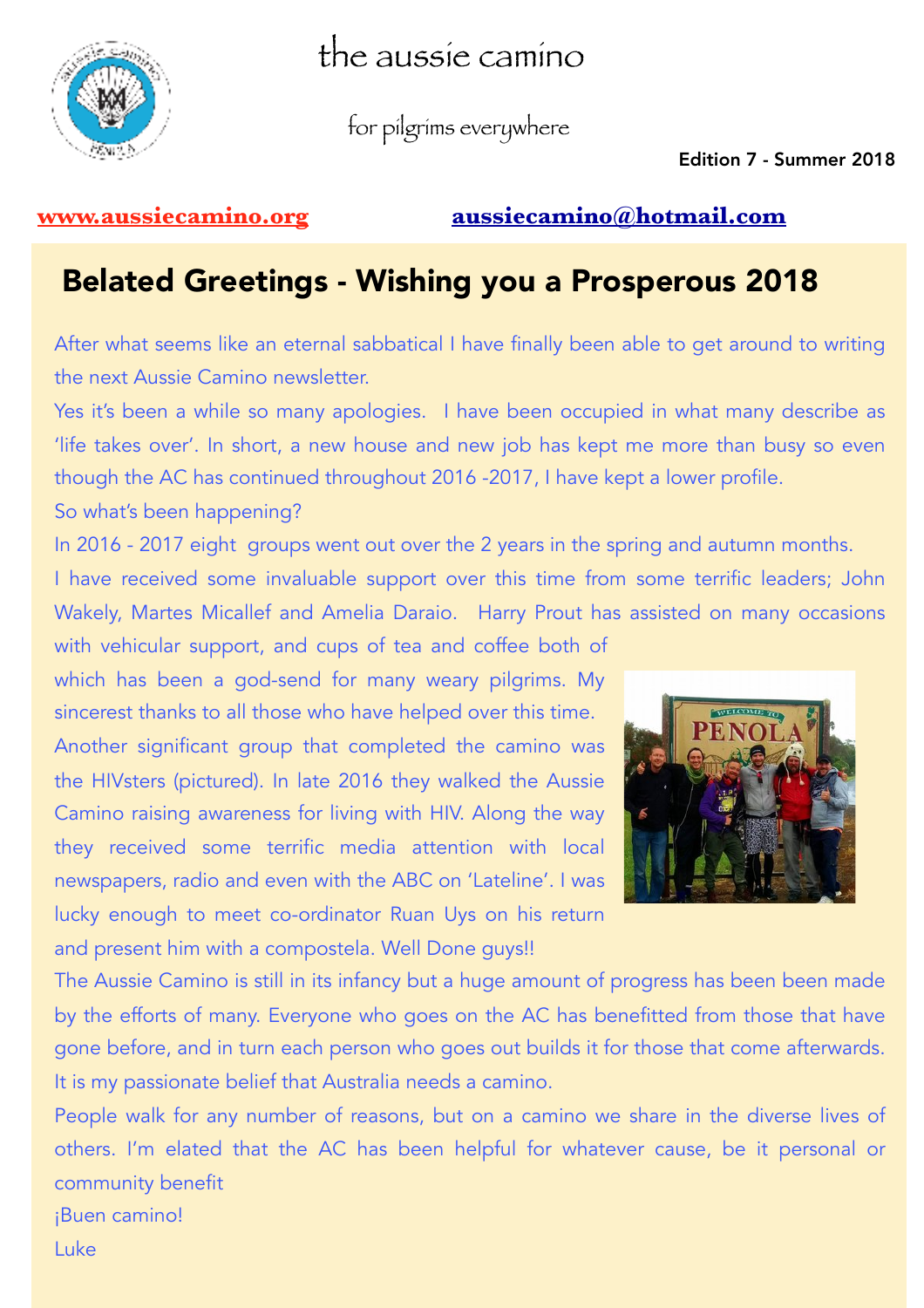# the aussie camino

for pilgrims everywhere

Edition 7 - Summer 2018

www.aussiecamino.org aussiecamino@hotmail.com

## Belated Greetings - Wishing you a Prosperous 2018

After what seems like an eternal sabbatical I have finally been able to get around to writing the next Aussie Camino newsletter.

Yes it's been a while so many apologies. I have been occupied in what many describe as 'life takes over'. In short, a new house and new job has kept me more than busy so even though the AC has continued throughout 2016 -2017, I have kept a lower profile.

So what's been happening?

In 2016 - 2017 eight groups went out over the 2 years in the spring and autumn months.

I have received some invaluable support over this time from some terrific leaders; John Wakely, Martes Micallef and Amelia Daraio. Harry Prout has assisted on many occasions with vehicular support, and cups of tea and coffee both of which has been a god-send for many weary pilgrims. My sincerest thanks to all those who have helped over this time.

Another significant group that completed the camino was the HIVsters (pictured). In late 2016 they walked the Aussie Camino raising awareness for living with HIV. Along the way they received some terrific media attention with local newspapers, radio and even with the ABC on 'Lateline'. I was lucky enough to meet co-ordinator Ruan Uys on his return and present him with a compostela. Well Done guys!!

The Aussie Camino is still in its infancy but a huge amount of progress has been been made by the efforts of many. Everyone who goes on the AC has benefitted from those that have gone before, and in turn each person who goes out builds it for those that come afterwards. It is my passionate belief that Australia needs a camino.

People walk for any number of reasons, but on a camino we share in the diverse lives of others. I'm elated that the AC has been helpful for whatever cause, be it personal or community benefit

¡Buen camino!

Luke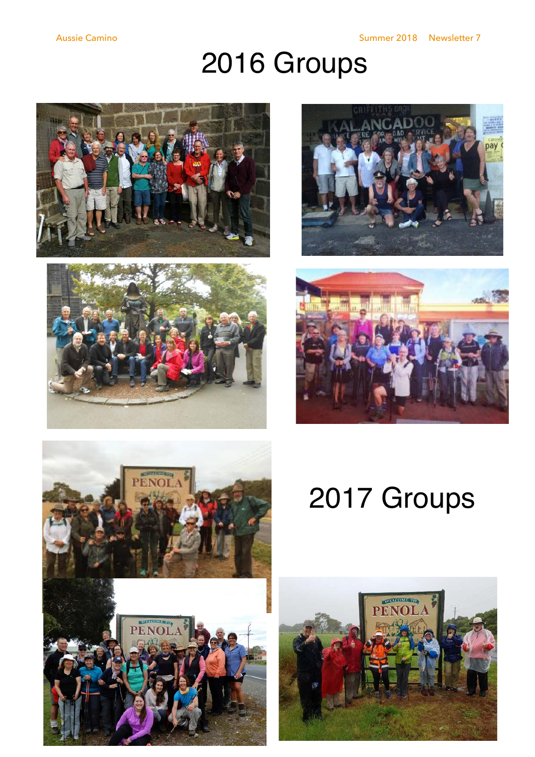# 2016 Groups

# 2017 Groups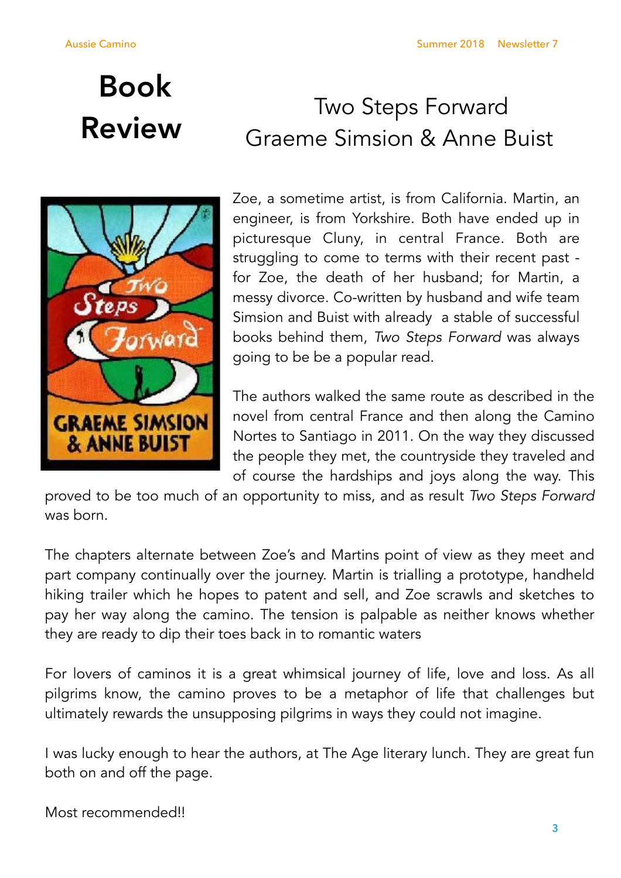# Book Review

## Two Steps Forward
## Graeme Simsion & Anne Buist

Zoe, a sometime artist, is from California. Martin, an engineer, is from Yorkshire. Both have ended up in picturesque Cluny, in central France. Both are struggling to come to terms with their recent past - for Zoe, the death of her husband; for Martin, a messy divorce. Co-written by husband and wife team Simsion and Buist with already a stable of successful books behind them, *Two Steps Forward* was always going to be be a popular read.

The authors walked the same route as described in the novel from central France and then along the Camino Nortes to Santiago in 2011. On the way they discussed the people they met, the countryside they traveled and of course the hardships and joys along the way. This proved to be too much of an opportunity to miss, and as result *Two Steps Forward* was born.

The chapters alternate between Zoe's and Martins point of view as they meet and part company continually over the journey. Martin is trialling a prototype, handheld hiking trailer which he hopes to patent and sell, and Zoe scrawls and sketches to pay her way along the camino. The tension is palpable as neither knows whether they are ready to dip their toes back in to romantic waters

For lovers of caminos it is a great whimsical journey of life, love and loss. As all pilgrims know, the camino proves to be a metaphor of life that challenges but ultimately rewards the unsupposing pilgrims in ways they could not imagine.

I was lucky enough to hear the authors, at The Age literary lunch. They are great fun both on and off the page.

Most recommended!!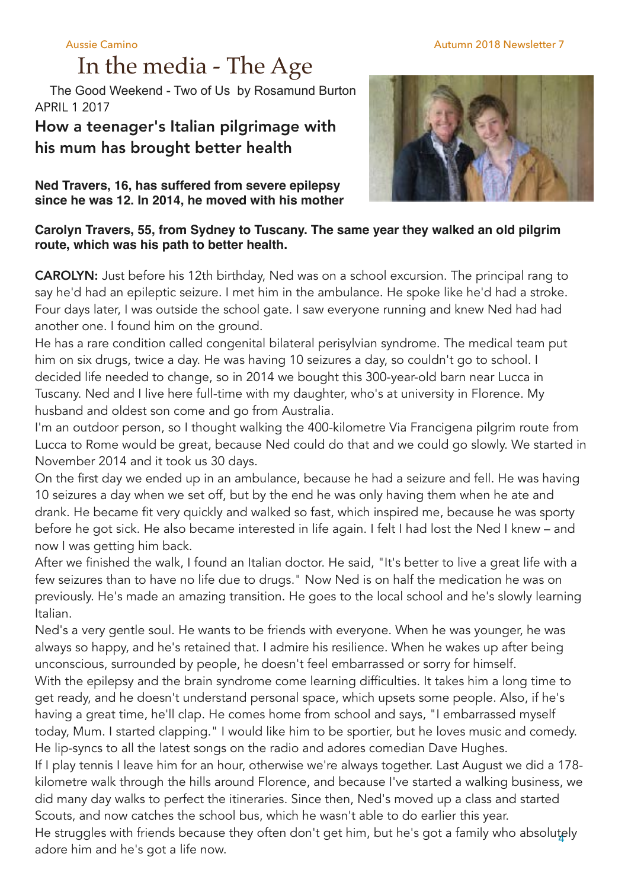# In the media - The Age

The Good Weekend - Two of Us by Rosamund Burton
APRIL 1 2017

## How a teenager's Italian pilgrimage with his mum has brought better health

**Ned Travers, 16, has suffered from severe epilepsy since he was 12. In 2014, he moved with his mother Carolyn Travers, 55, from Sydney to Tuscany. The same year they walked an old pilgrim route, which was his path to better health.**

**CAROLYN:** Just before his 12th birthday, Ned was on a school excursion. The principal rang to say he'd had an epileptic seizure. I met him in the ambulance. He spoke like he'd had a stroke. Four days later, I was outside the school gate. I saw everyone running and knew Ned had had another one. I found him on the ground.

He has a rare condition called congenital bilateral perisylvian syndrome. The medical team put him on six drugs, twice a day. He was having 10 seizures a day, so couldn't go to school. I decided life needed to change, so in 2014 we bought this 300-year-old barn near Lucca in Tuscany. Ned and I live here full-time with my daughter, who's at university in Florence. My husband and oldest son come and go from Australia.

I'm an outdoor person, so I thought walking the 400-kilometre Via Francigena pilgrim route from Lucca to Rome would be great, because Ned could do that and we could go slowly. We started in November 2014 and it took us 30 days.

On the first day we ended up in an ambulance, because he had a seizure and fell. He was having 10 seizures a day when we set off, but by the end he was only having them when he ate and drank. He became fit very quickly and walked so fast, which inspired me, because he was sporty before he got sick. He also became interested in life again. I felt I had lost the Ned I knew – and now I was getting him back.

After we finished the walk, I found an Italian doctor. He said, "It's better to live a great life with a few seizures than to have no life due to drugs." Now Ned is on half the medication he was on previously. He's made an amazing transition. He goes to the local school and he's slowly learning Italian.

Ned's a very gentle soul. He wants to be friends with everyone. When he was younger, he was always so happy, and he's retained that. I admire his resilience. When he wakes up after being unconscious, surrounded by people, he doesn't feel embarrassed or sorry for himself.

With the epilepsy and the brain syndrome come learning difficulties. It takes him a long time to get ready, and he doesn't understand personal space, which upsets some people. Also, if he's having a great time, he'll clap. He comes home from school and says, "I embarrassed myself today, Mum. I started clapping." I would like him to be sportier, but he loves music and comedy. He lip-syncs to all the latest songs on the radio and adores comedian Dave Hughes.

If I play tennis I leave him for an hour, otherwise we're always together. Last August we did a 178-kilometre walk through the hills around Florence, and because I've started a walking business, we did many day walks to perfect the itineraries. Since then, Ned's moved up a class and started Scouts, and now catches the school bus, which he wasn't able to do earlier this year.

He struggles with friends because they often don't get him, but he's got a family who absolutely adore him and he's got a life now.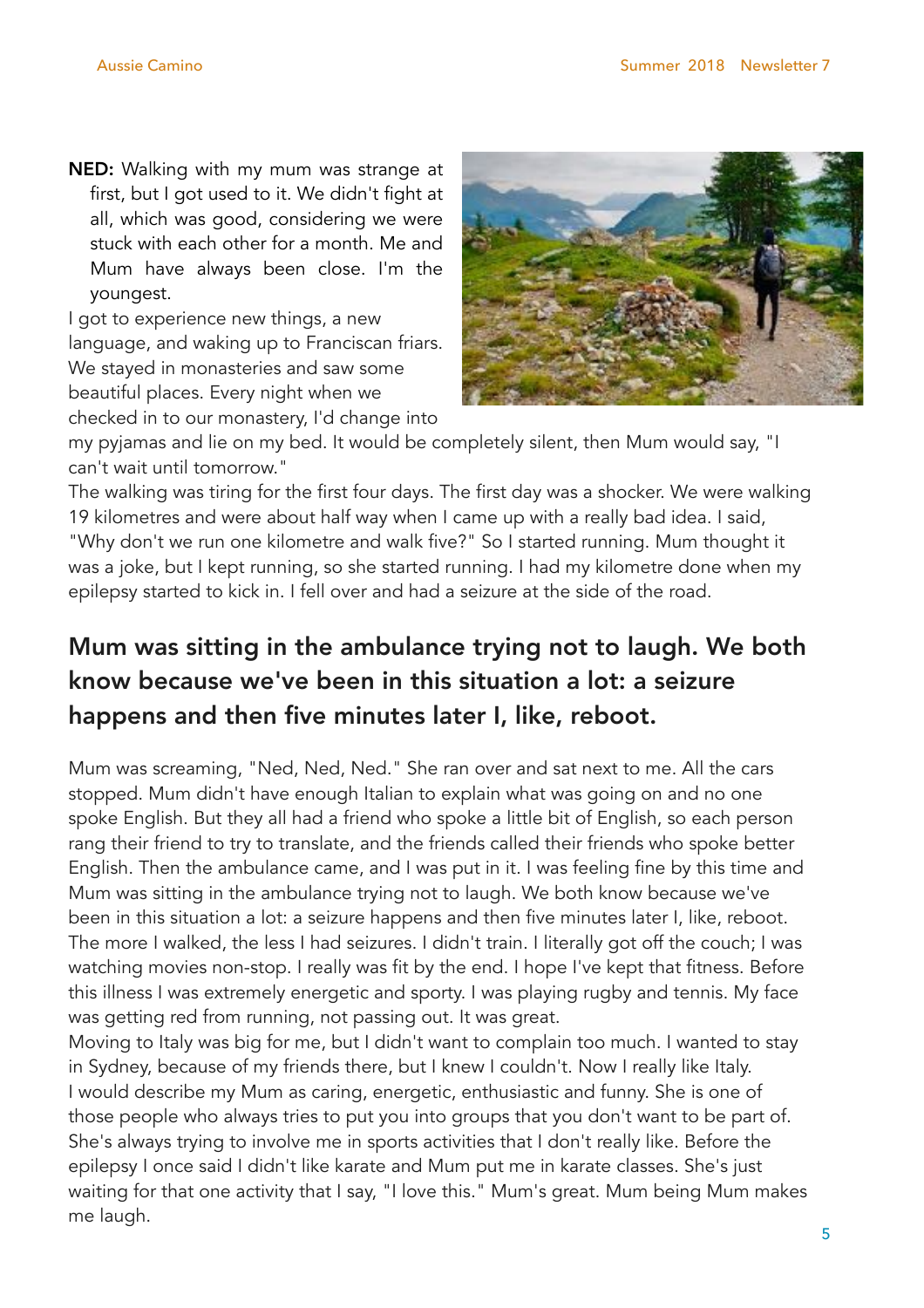**NED:** Walking with my mum was strange at first, but I got used to it. We didn't fight at all, which was good, considering we were stuck with each other for a month. Me and Mum have always been close. I'm the youngest.

I got to experience new things, a new language, and waking up to Franciscan friars. We stayed in monasteries and saw some beautiful places. Every night when we checked in to our monastery, I'd change into my pyjamas and lie on my bed. It would be completely silent, then Mum would say, "I can't wait until tomorrow."

The walking was tiring for the first four days. The first day was a shocker. We were walking 19 kilometres and were about half way when I came up with a really bad idea. I said, "Why don't we run one kilometre and walk five?" So I started running. Mum thought it was a joke, but I kept running, so she started running. I had my kilometre done when my epilepsy started to kick in. I fell over and had a seizure at the side of the road.

## Mum was sitting in the ambulance trying not to laugh. We both know because we've been in this situation a lot: a seizure happens and then five minutes later I, like, reboot.

Mum was screaming, "Ned, Ned, Ned." She ran over and sat next to me. All the cars stopped. Mum didn't have enough Italian to explain what was going on and no one spoke English. But they all had a friend who spoke a little bit of English, so each person rang their friend to try to translate, and the friends called their friends who spoke better English. Then the ambulance came, and I was put in it. I was feeling fine by this time and Mum was sitting in the ambulance trying not to laugh. We both know because we've been in this situation a lot: a seizure happens and then five minutes later I, like, reboot.

The more I walked, the less I had seizures. I didn't train. I literally got off the couch; I was watching movies non-stop. I really was fit by the end. I hope I've kept that fitness. Before this illness I was extremely energetic and sporty. I was playing rugby and tennis. My face was getting red from running, not passing out. It was great.

Moving to Italy was big for me, but I didn't want to complain too much. I wanted to stay in Sydney, because of my friends there, but I knew I couldn't. Now I really like Italy.

I would describe my Mum as caring, energetic, enthusiastic and funny. She is one of those people who always tries to put you into groups that you don't want to be part of. She's always trying to involve me in sports activities that I don't really like. Before the epilepsy I once said I didn't like karate and Mum put me in karate classes. She's just waiting for that one activity that I say, "I love this." Mum's great. Mum being Mum makes me laugh.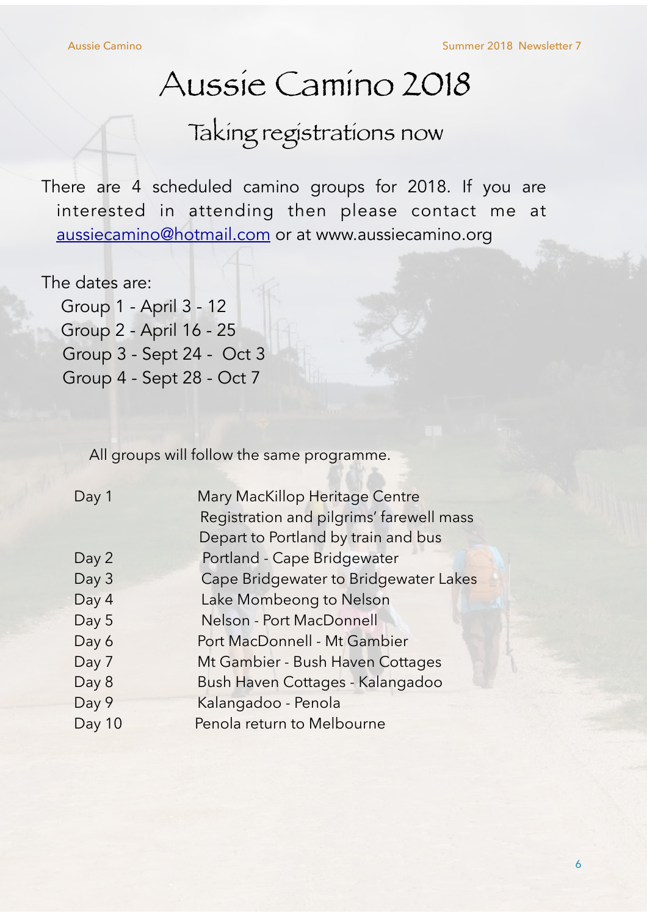# Aussie Camino 2018

## Taking registrations now

There are 4 scheduled camino groups for 2018. If you are interested in attending then please contact me at aussiecamino@hotmail.com or at www.aussiecamino.org

The dates are:

Group 1 - April 3 - 12
Group 2 - April 16 - 25
Group 3 - Sept 24 - Oct 3
Group 4 - Sept 28 - Oct 7

All groups will follow the same programme.

| | |
|---|---|
| Day 1 | Mary MacKillop Heritage Centre<br>Registration and pilgrims' farewell mass<br>Depart to Portland by train and bus |
| Day 2 | Portland - Cape Bridgewater |
| Day 3 | Cape Bridgewater to Bridgewater Lakes |
| Day 4 | Lake Mombeong to Nelson |
| Day 5 | Nelson - Port MacDonnell |
| Day 6 | Port MacDonnell - Mt Gambier |
| Day 7 | Mt Gambier - Bush Haven Cottages |
| Day 8 | Bush Haven Cottages - Kalangadoo |
| Day 9 | Kalangadoo - Penola |
| Day 10 | Penola return to Melbourne |